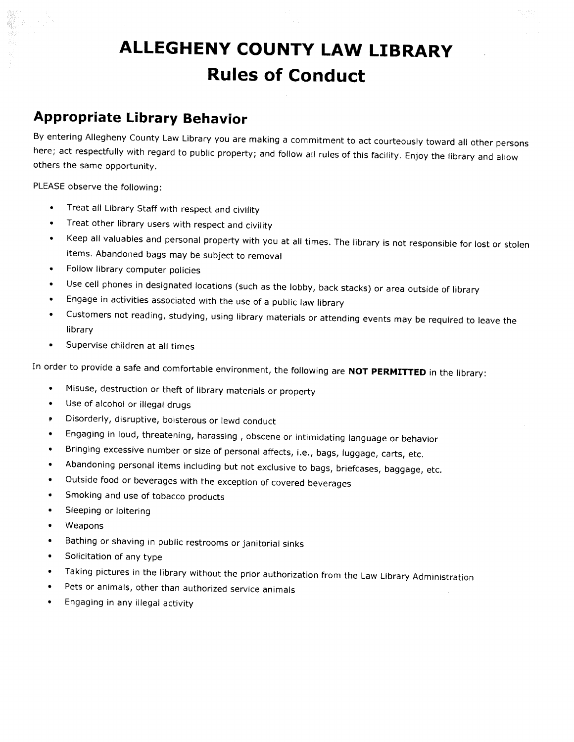# ALLEGHENY COUNTY LAW LIBRARY
# Rules of Conduct

## Appropriate Library Behavior

By entering Allegheny County Law Library you are making a commitment to act courteously toward all other persons here; act respectfully with regard to public property; and follow all rules of this facility. Enjoy the library and allow others the same opportunity.

PLEASE observe the following:

- Treat all Library Staff with respect and civility
- Treat other library users with respect and civility
- Keep all valuables and personal property with you at all times. The library is not responsible for lost or stolen items. Abandoned bags may be subject to removal
- Follow library computer policies
- Use cell phones in designated locations (such as the lobby, back stacks) or area outside of library
- Engage in activities associated with the use of a public law library
- Customers not reading, studying, using library materials or attending events may be required to leave the library
- Supervise children at all times

In order to provide a safe and comfortable environment, the following are **NOT PERMITTED** in the library:

- Misuse, destruction or theft of library materials or property
- Use of alcohol or illegal drugs
- Disorderly, disruptive, boisterous or lewd conduct
- Engaging in loud, threatening, harassing , obscene or intimidating language or behavior
- Bringing excessive number or size of personal affects, i.e., bags, luggage, carts, etc.
- Abandoning personal items including but not exclusive to bags, briefcases, baggage, etc.
- Outside food or beverages with the exception of covered beverages
- Smoking and use of tobacco products
- Sleeping or loitering
- Weapons
- Bathing or shaving in public restrooms or janitorial sinks
- Solicitation of any type
- Taking pictures in the library without the prior authorization from the Law Library Administration
- Pets or animals, other than authorized service animals
- Engaging in any illegal activity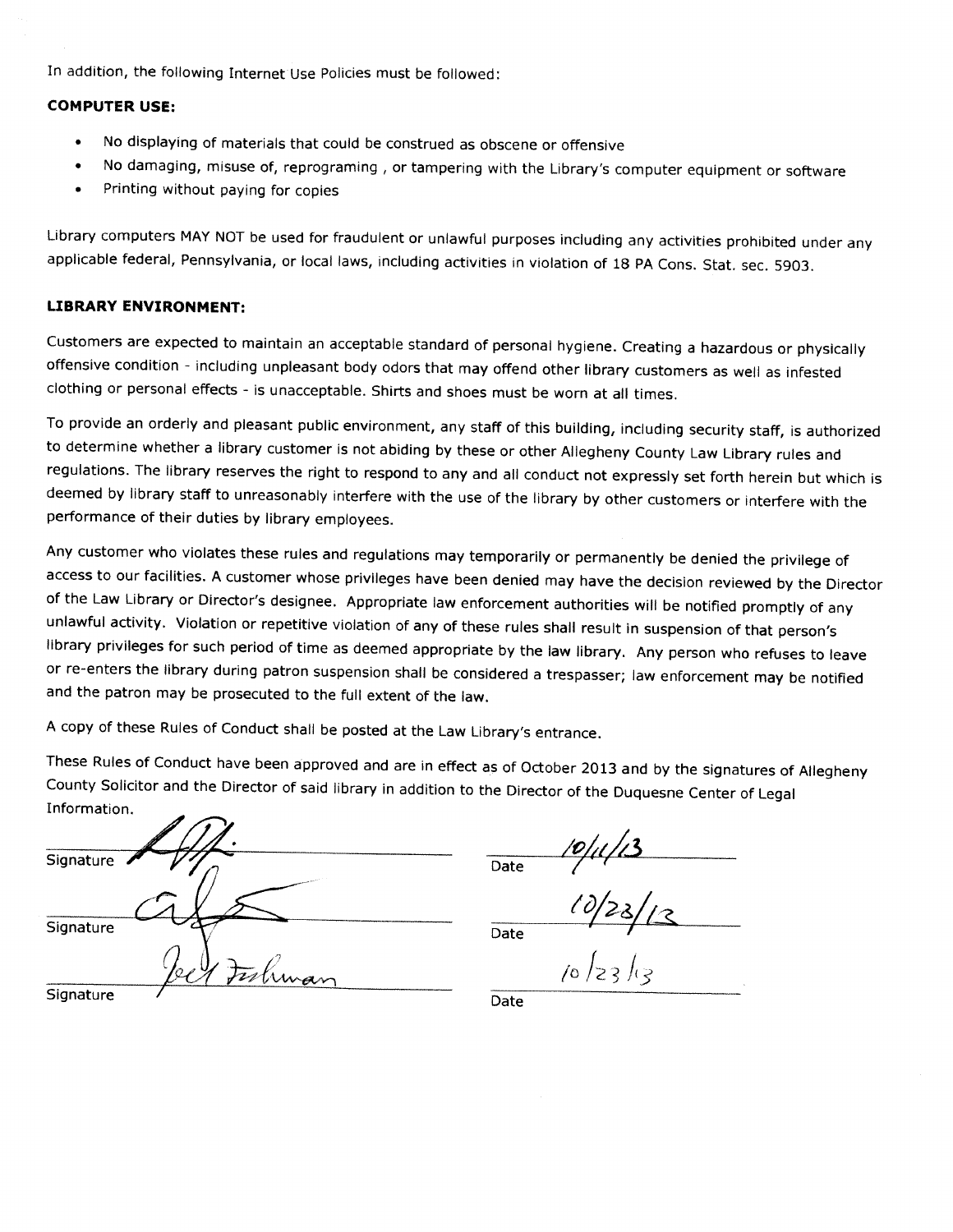In addition, the following Internet Use Policies must be followed:

**COMPUTER USE:**

- No displaying of materials that could be construed as obscene or offensive
- No damaging, misuse of, reprograming , or tampering with the Library's computer equipment or software
- Printing without paying for copies

Library computers MAY NOT be used for fraudulent or unlawful purposes including any activities prohibited under any applicable federal, Pennsylvania, or local laws, including activities in violation of 18 PA Cons. Stat. sec. 5903.

**LIBRARY ENVIRONMENT:**

Customers are expected to maintain an acceptable standard of personal hygiene. Creating a hazardous or physically offensive condition - including unpleasant body odors that may offend other library customers as well as infested clothing or personal effects - is unacceptable. Shirts and shoes must be worn at all times.

To provide an orderly and pleasant public environment, any staff of this building, including security staff, is authorized to determine whether a library customer is not abiding by these or other Allegheny County Law Library rules and regulations. The library reserves the right to respond to any and all conduct not expressly set forth herein but which is deemed by library staff to unreasonably interfere with the use of the library by other customers or interfere with the performance of their duties by library employees.

Any customer who violates these rules and regulations may temporarily or permanently be denied the privilege of access to our facilities. A customer whose privileges have been denied may have the decision reviewed by the Director of the Law Library or Director's designee. Appropriate law enforcement authorities will be notified promptly of any unlawful activity. Violation or repetitive violation of any of these rules shall result in suspension of that person's library privileges for such period of time as deemed appropriate by the law library. Any person who refuses to leave or re-enters the library during patron suspension shall be considered a trespasser; law enforcement may be notified and the patron may be prosecuted to the full extent of the law.

A copy of these Rules of Conduct shall be posted at the Law Library's entrance.

These Rules of Conduct have been approved and are in effect as of October 2013 and by the signatures of Allegheny County Solicitor and the Director of said library in addition to the Director of the Duquesne Center of Legal Information.

Signature ____________________ Date 10/11/13

Signature ____________________ Date 10/23/13

Signature Joel Fishman Date 10/23/13